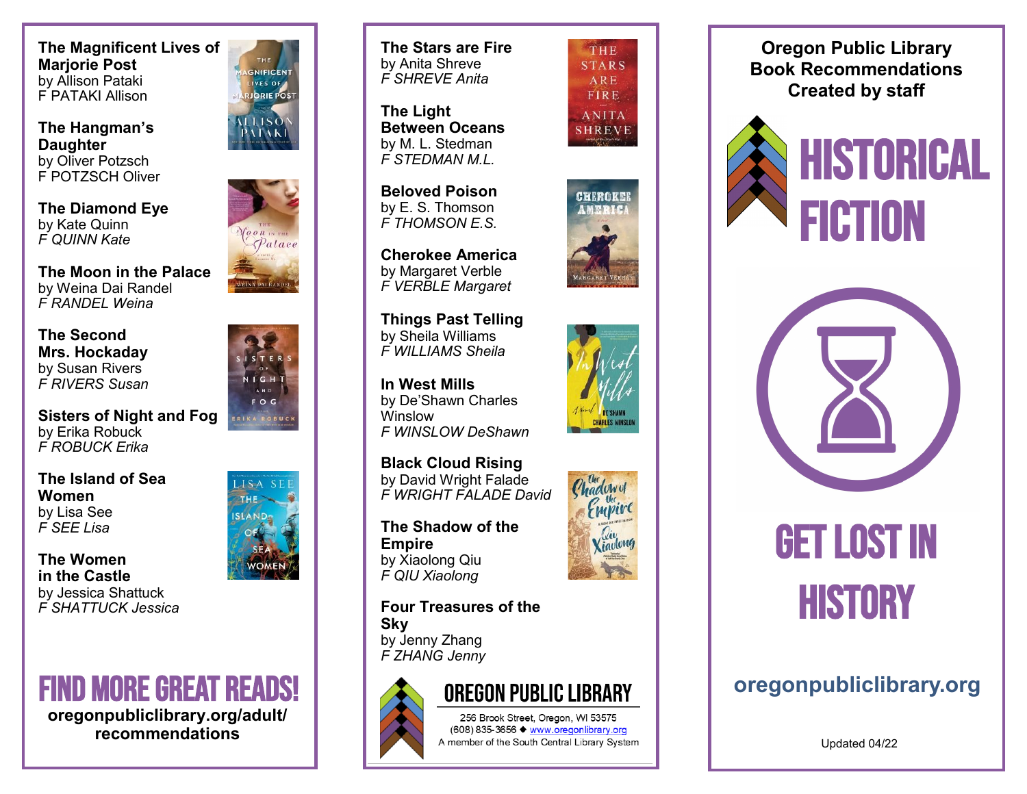**The Magnificent Lives of Marjorie Post**
by Allison Pataki
F PATAKI Allison

**The Hangman's Daughter**
by Oliver Potzsch
F POTZSCH Oliver

**The Diamond Eye**
by Kate Quinn
*F QUINN Kate*

**The Moon in the Palace**
by Weina Dai Randel
*F RANDEL Weina*

**The Second Mrs. Hockaday**
by Susan Rivers
*F RIVERS Susan*

**Sisters of Night and Fog**
by Erika Robuck
*F ROBUCK Erika*

**The Island of Sea Women**
by Lisa See
*F SEE Lisa*

**The Women in the Castle**
by Jessica Shattuck
*F SHATTUCK Jessica*

## FIND MORE GREAT READS!

**oregonpubliclibrary.org/adult/recommendations**

**The Stars are Fire**
by Anita Shreve
*F SHREVE Anita*

**The Light Between Oceans**
by M. L. Stedman
*F STEDMAN M.L.*

**Beloved Poison**
by E. S. Thomson
*F THOMSON E.S.*

**Cherokee America**
by Margaret Verble
*F VERBLE Margaret*

**Things Past Telling**
by Sheila Williams
*F WILLIAMS Sheila*

**In West Mills**
by De'Shawn Charles Winslow
*F WINSLOW DeShawn*

**Black Cloud Rising**
by David Wright Falade
*F WRIGHT FALADE David*

**The Shadow of the Empire**
by Xiaolong Qiu
*F QIU Xiaolong*

**Four Treasures of the Sky**
by Jenny Zhang
*F ZHANG Jenny*

**OREGON PUBLIC LIBRARY**

256 Brook Street, Oregon, WI 53575
(608) 835-3656 ◆ www.oregonlibrary.org
A member of the South Central Library System

**Oregon Public Library Book Recommendations Created by staff**

# HISTORICAL FICTION

## GET LOST IN HISTORY

**oregonpubliclibrary.org**

Updated 04/22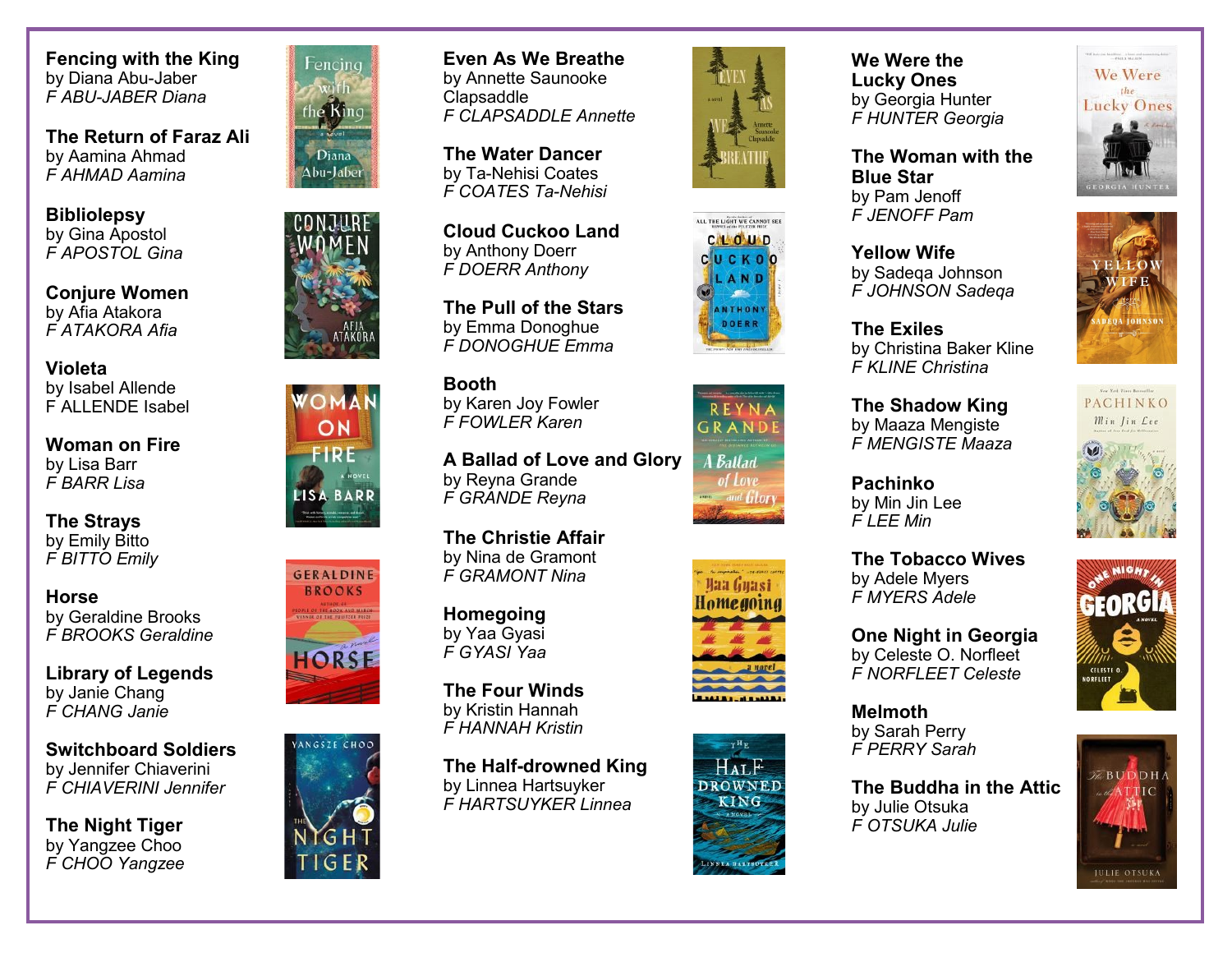**Fencing with the King**
by Diana Abu-Jaber
*F ABU-JABER Diana*

**The Return of Faraz Ali**
by Aamina Ahmad
*F AHMAD Aamina*

**Bibliolepsy**
by Gina Apostol
*F APOSTOL Gina*

**Conjure Women**
by Afia Atakora
*F ATAKORA Afia*

**Violeta**
by Isabel Allende
F ALLENDE Isabel

**Woman on Fire**
by Lisa Barr
*F BARR Lisa*

**The Strays**
by Emily Bitto
*F BITTO Emily*

**Horse**
by Geraldine Brooks
*F BROOKS Geraldine*

**Library of Legends**
by Janie Chang
*F CHANG Janie*

**Switchboard Soldiers**
by Jennifer Chiaverini
*F CHIAVERINI Jennifer*

**The Night Tiger**
by Yangzee Choo
*F CHOO Yangzee*

**Even As We Breathe**
by Annette Saunooke Clapsaddle
*F CLAPSADDLE Annette*

**The Water Dancer**
by Ta-Nehisi Coates
*F COATES Ta-Nehisi*

**Cloud Cuckoo Land**
by Anthony Doerr
*F DOERR Anthony*

**The Pull of the Stars**
by Emma Donoghue
*F DONOGHUE Emma*

**Booth**
by Karen Joy Fowler
*F FOWLER Karen*

**A Ballad of Love and Glory**
by Reyna Grande
*F GRANDE Reyna*

**The Christie Affair**
by Nina de Gramont
*F GRAMONT Nina*

**Homegoing**
by Yaa Gyasi
*F GYASI Yaa*

**The Four Winds**
by Kristin Hannah
*F HANNAH Kristin*

**The Half-drowned King**
by Linnea Hartsuyker
*F HARTSUYKER Linnea*

**We Were the Lucky Ones**
by Georgia Hunter
*F HUNTER Georgia*

**The Woman with the Blue Star**
by Pam Jenoff
*F JENOFF Pam*

**Yellow Wife**
by Sadeqa Johnson
*F JOHNSON Sadeqa*

**The Exiles**
by Christina Baker Kline
*F KLINE Christina*

**The Shadow King**
by Maaza Mengiste
*F MENGISTE Maaza*

**Pachinko**
by Min Jin Lee
*F LEE Min*

**The Tobacco Wives**
by Adele Myers
*F MYERS Adele*

**One Night in Georgia**
by Celeste O. Norfleet
*F NORFLEET Celeste*

**Melmoth**
by Sarah Perry
*F PERRY Sarah*

**The Buddha in the Attic**
by Julie Otsuka
*F OTSUKA Julie*